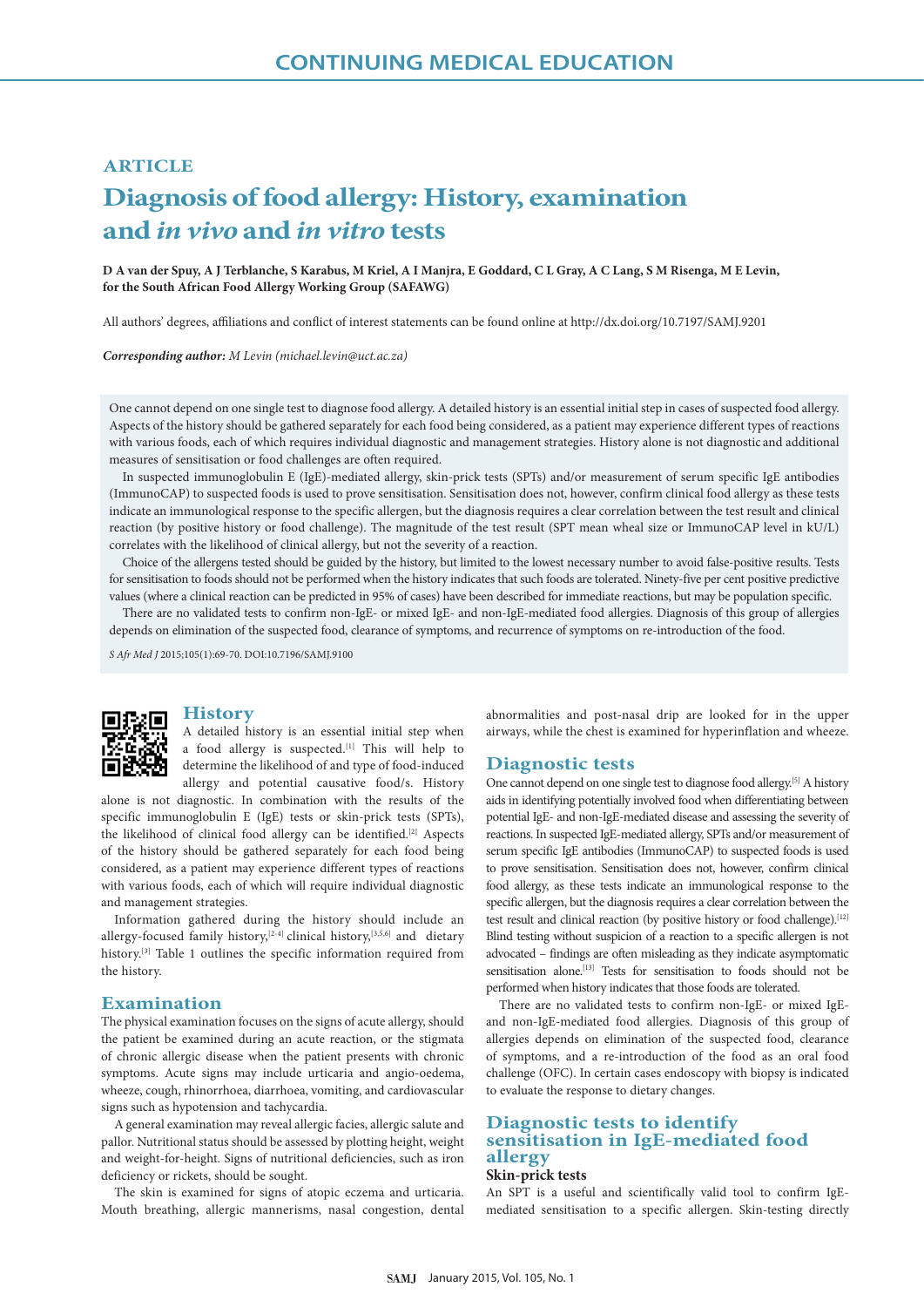CONTINUING MEDICAL EDUCATION

ARTICLE

# Diagnosis of food allergy: History, examination and *in vivo* and *in vitro* tests

**D A van der Spuy, A J Terblanche, S Karabus, M Kriel, A I Manjra, E Goddard, C L Gray, A C Lang, S M Risenga, M E Levin, for the South African Food Allergy Working Group (SAFAWG)**

All authors' degrees, affiliations and conflict of interest statements can be found online at http://dx.doi.org/10.7197/SAMJ.9201

***Corresponding author:** M Levin (michael.levin@uct.ac.za)*

One cannot depend on one single test to diagnose food allergy. A detailed history is an essential initial step in cases of suspected food allergy. Aspects of the history should be gathered separately for each food being considered, as a patient may experience different types of reactions with various foods, each of which requires individual diagnostic and management strategies. History alone is not diagnostic and additional measures of sensitisation or food challenges are often required.

In suspected immunoglobulin E (IgE)-mediated allergy, skin-prick tests (SPTs) and/or measurement of serum specific IgE antibodies (ImmunoCAP) to suspected foods is used to prove sensitisation. Sensitisation does not, however, confirm clinical food allergy as these tests indicate an immunological response to the specific allergen, but the diagnosis requires a clear correlation between the test result and clinical reaction (by positive history or food challenge). The magnitude of the test result (SPT mean wheal size or ImmunoCAP level in kU/L) correlates with the likelihood of clinical allergy, but not the severity of a reaction.

Choice of the allergens tested should be guided by the history, but limited to the lowest necessary number to avoid false-positive results. Tests for sensitisation to foods should not be performed when the history indicates that such foods are tolerated. Ninety-five per cent positive predictive values (where a clinical reaction can be predicted in 95% of cases) have been described for immediate reactions, but may be population specific.

There are no validated tests to confirm non-IgE- or mixed IgE- and non-IgE-mediated food allergies. Diagnosis of this group of allergies depends on elimination of the suspected food, clearance of symptoms, and recurrence of symptoms on re-introduction of the food.

*S Afr Med J* 2015;105(1):69-70. DOI:10.7196/SAMJ.9100

## History

A detailed history is an essential initial step when a food allergy is suspected.[1] This will help to determine the likelihood of and type of food-induced allergy and potential causative food/s. History alone is not diagnostic. In combination with the results of the specific immunoglobulin E (IgE) tests or skin-prick tests (SPTs), the likelihood of clinical food allergy can be identified.[2] Aspects of the history should be gathered separately for each food being considered, as a patient may experience different types of reactions with various foods, each of which will require individual diagnostic and management strategies.

Information gathered during the history should include an allergy-focused family history,[2-4] clinical history,[3,5,6] and dietary history.[3] Table 1 outlines the specific information required from the history.

## Examination

The physical examination focuses on the signs of acute allergy, should the patient be examined during an acute reaction, or the stigmata of chronic allergic disease when the patient presents with chronic symptoms. Acute signs may include urticaria and angio-oedema, wheeze, cough, rhinorrhoea, diarrhoea, vomiting, and cardiovascular signs such as hypotension and tachycardia.

A general examination may reveal allergic facies, allergic salute and pallor. Nutritional status should be assessed by plotting height, weight and weight-for-height. Signs of nutritional deficiencies, such as iron deficiency or rickets, should be sought.

The skin is examined for signs of atopic eczema and urticaria. Mouth breathing, allergic mannerisms, nasal congestion, dental abnormalities and post-nasal drip are looked for in the upper airways, while the chest is examined for hyperinflation and wheeze.

## Diagnostic tests

One cannot depend on one single test to diagnose food allergy.[5] A history aids in identifying potentially involved food when differentiating between potential IgE- and non-IgE-mediated disease and assessing the severity of reactions. In suspected IgE-mediated allergy, SPTs and/or measurement of serum specific IgE antibodies (ImmunoCAP) to suspected foods is used to prove sensitisation. Sensitisation does not, however, confirm clinical food allergy, as these tests indicate an immunological response to the specific allergen, but the diagnosis requires a clear correlation between the test result and clinical reaction (by positive history or food challenge).[12] Blind testing without suspicion of a reaction to a specific allergen is not advocated – findings are often misleading as they indicate asymptomatic sensitisation alone.[13] Tests for sensitisation to foods should not be performed when history indicates that those foods are tolerated.

There are no validated tests to confirm non-IgE- or mixed IgE- and non-IgE-mediated food allergies. Diagnosis of this group of allergies depends on elimination of the suspected food, clearance of symptoms, and a re-introduction of the food as an oral food challenge (OFC). In certain cases endoscopy with biopsy is indicated to evaluate the response to dietary changes.

## Diagnostic tests to identify sensitisation in IgE-mediated food allergy

### Skin-prick tests

An SPT is a useful and scientifically valid tool to confirm IgE-mediated sensitisation to a specific allergen. Skin-testing directly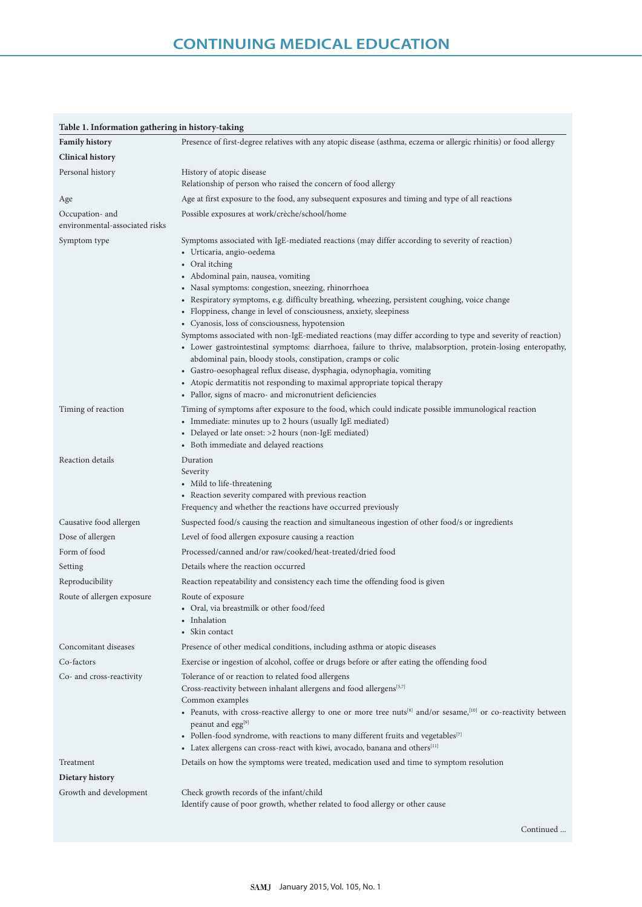**Table 1. Information gathering in history-taking**

| | |
|---|---|
| **Family history** | Presence of first-degree relatives with any atopic disease (asthma, eczema or allergic rhinitis) or food allergy |
| **Clinical history** | |
| Personal history | History of atopic disease<br>Relationship of person who raised the concern of food allergy |
| Age | Age at first exposure to the food, any subsequent exposures and timing and type of all reactions |
| Occupation- and environmental-associated risks | Possible exposures at work/crèche/school/home |
| Symptom type | Symptoms associated with IgE-mediated reactions (may differ according to severity of reaction)<br>• Urticaria, angio-oedema<br>• Oral itching<br>• Abdominal pain, nausea, vomiting<br>• Nasal symptoms: congestion, sneezing, rhinorrhoea<br>• Respiratory symptoms, e.g. difficulty breathing, wheezing, persistent coughing, voice change<br>• Floppiness, change in level of consciousness, anxiety, sleepiness<br>• Cyanosis, loss of consciousness, hypotension<br>Symptoms associated with non-IgE-mediated reactions (may differ according to type and severity of reaction)<br>• Lower gastrointestinal symptoms: diarrhoea, failure to thrive, malabsorption, protein-losing enteropathy, abdominal pain, bloody stools, constipation, cramps or colic<br>• Gastro-oesophageal reflux disease, dysphagia, odynophagia, vomiting<br>• Atopic dermatitis not responding to maximal appropriate topical therapy<br>• Pallor, signs of macro- and micronutrient deficiencies |
| Timing of reaction | Timing of symptoms after exposure to the food, which could indicate possible immunological reaction<br>• Immediate: minutes up to 2 hours (usually IgE mediated)<br>• Delayed or late onset: >2 hours (non-IgE mediated)<br>• Both immediate and delayed reactions |
| Reaction details | Duration<br>Severity<br>• Mild to life-threatening<br>• Reaction severity compared with previous reaction<br>Frequency and whether the reactions have occurred previously |
| Causative food allergen | Suspected food/s causing the reaction and simultaneous ingestion of other food/s or ingredients |
| Dose of allergen | Level of food allergen exposure causing a reaction |
| Form of food | Processed/canned and/or raw/cooked/heat-treated/dried food |
| Setting | Details where the reaction occurred |
| Reproducibility | Reaction repeatability and consistency each time the offending food is given |
| Route of allergen exposure | Route of exposure<br>• Oral, via breastmilk or other food/feed<br>• Inhalation<br>• Skin contact |
| Concomitant diseases | Presence of other medical conditions, including asthma or atopic diseases |
| Co-factors | Exercise or ingestion of alcohol, coffee or drugs before or after eating the offending food |
| Co- and cross-reactivity | Tolerance of or reaction to related food allergens<br>Cross-reactivity between inhalant allergens and food allergens[5,7]<br>Common examples<br>• Peanuts, with cross-reactive allergy to one or more tree nuts[8] and/or sesame,[10] or co-reactivity between peanut and egg[9]<br>• Pollen-food syndrome, with reactions to many different fruits and vegetables[7]<br>• Latex allergens can cross-react with kiwi, avocado, banana and others[11] |
| Treatment | Details on how the symptoms were treated, medication used and time to symptom resolution |
| **Dietary history** | |
| Growth and development | Check growth records of the infant/child<br>Identify cause of poor growth, whether related to food allergy or other cause |

Continued ...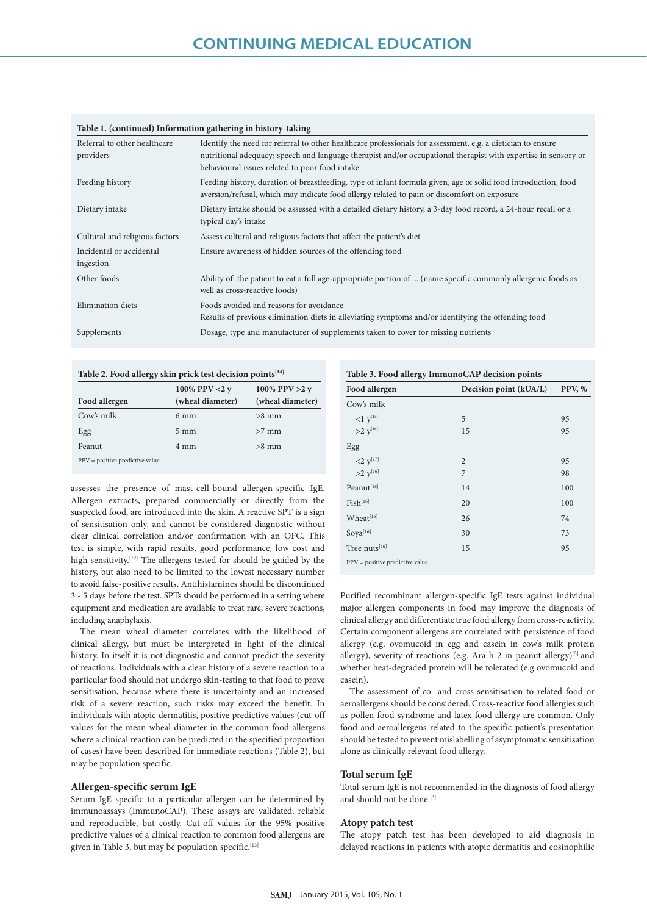**Table 1. (continued) Information gathering in history-taking**

| | |
|---|---|
| Referral to other healthcare providers | Identify the need for referral to other healthcare professionals for assessment, e.g. a dietician to ensure nutritional adequacy; speech and language therapist and/or occupational therapist with expertise in sensory or behavioural issues related to poor food intake |
| Feeding history | Feeding history, duration of breastfeeding, type of infant formula given, age of solid food introduction, food aversion/refusal, which may indicate food allergy related to pain or discomfort on exposure |
| Dietary intake | Dietary intake should be assessed with a detailed dietary history, a 3-day food record, a 24-hour recall or a typical day's intake |
| Cultural and religious factors | Assess cultural and religious factors that affect the patient's diet |
| Incidental or accidental ingestion | Ensure awareness of hidden sources of the offending food |
| Other foods | Ability of the patient to eat a full age-appropriate portion of ... (name specific commonly allergenic foods as well as cross-reactive foods) |
| Elimination diets | Foods avoided and reasons for avoidance<br>Results of previous elimination diets in alleviating symptoms and/or identifying the offending food |
| Supplements | Dosage, type and manufacturer of supplements taken to cover for missing nutrients |

**Table 2. Food allergy skin prick test decision points[14]**

| Food allergen | 100% PPV <2 y (wheal diameter) | 100% PPV >2 y (wheal diameter) |
|---|---|---|
| Cow's milk | 6 mm | >8 mm |
| Egg | 5 mm | >7 mm |
| Peanut | 4 mm | >8 mm |

PPV = positive predictive value.

assesses the presence of mast-cell-bound allergen-specific IgE. Allergen extracts, prepared commercially or directly from the suspected food, are introduced into the skin. A reactive SPT is a sign of sensitisation only, and cannot be considered diagnostic without clear clinical correlation and/or confirmation with an OFC. This test is simple, with rapid results, good performance, low cost and high sensitivity.[12] The allergens tested for should be guided by the history, but also need to be limited to the lowest necessary number to avoid false-positive results. Antihistamines should be discontinued 3 - 5 days before the test. SPTs should be performed in a setting where equipment and medication are available to treat rare, severe reactions, including anaphylaxis.

The mean wheal diameter correlates with the likelihood of clinical allergy, but must be interpreted in light of the clinical history. In itself it is not diagnostic and cannot predict the severity of reactions. Individuals with a clear history of a severe reaction to a particular food should not undergo skin-testing to that food to prove sensitisation, because where there is uncertainty and an increased risk of a severe reaction, such risks may exceed the benefit. In individuals with atopic dermatitis, positive predictive values (cut-off values for the mean wheal diameter in the common food allergens where a clinical reaction can be predicted in the specified proportion of cases) have been described for immediate reactions (Table 2), but may be population specific.

### Allergen-specific serum IgE

Serum IgE specific to a particular allergen can be determined by immunoassays (ImmunoCAP). These assays are validated, reliable and reproducible, but costly. Cut-off values for the 95% positive predictive values of a clinical reaction to common food allergens are given in Table 3, but may be population specific.[13]

**Table 3. Food allergy ImmunoCAP decision points**

| Food allergen | Decision point (kUA/L) | PPV, % |
|---|---|---|
| Cow's milk | | |
| <1 y[15] | 5 | 95 |
| >2 y[16] | 15 | 95 |
| Egg | | |
| <2 y[17] | 2 | 95 |
| >2 y[16] | 7 | 98 |
| Peanut[16] | 14 | 100 |
| Fish[16] | 20 | 100 |
| Wheat[16] | 26 | 74 |
| Soya[16] | 30 | 73 |
| Tree nuts[16] | 15 | 95 |

PPV = positive predictive value.

Purified recombinant allergen-specific IgE tests against individual major allergen components in food may improve the diagnosis of clinical allergy and differentiate true food allergy from cross-reactivity. Certain component allergens are correlated with persistence of food allergy (e.g. ovomucoid in egg and casein in cow's milk protein allergy), severity of reactions (e.g. Ara h 2 in peanut allergy)[5] and whether heat-degraded protein will be tolerated (e.g ovomucoid and casein).

The assessment of co- and cross-sensitisation to related food or aeroallergens should be considered. Cross-reactive food allergies such as pollen food syndrome and latex food allergy are common. Only food and aeroallergens related to the specific patient's presentation should be tested to prevent mislabelling of asymptomatic sensitisation alone as clinically relevant food allergy.

### Total serum IgE

Total serum IgE is not recommended in the diagnosis of food allergy and should not be done.[3]

### Atopy patch test

The atopy patch test has been developed to aid diagnosis in delayed reactions in patients with atopic dermatitis and eosinophilic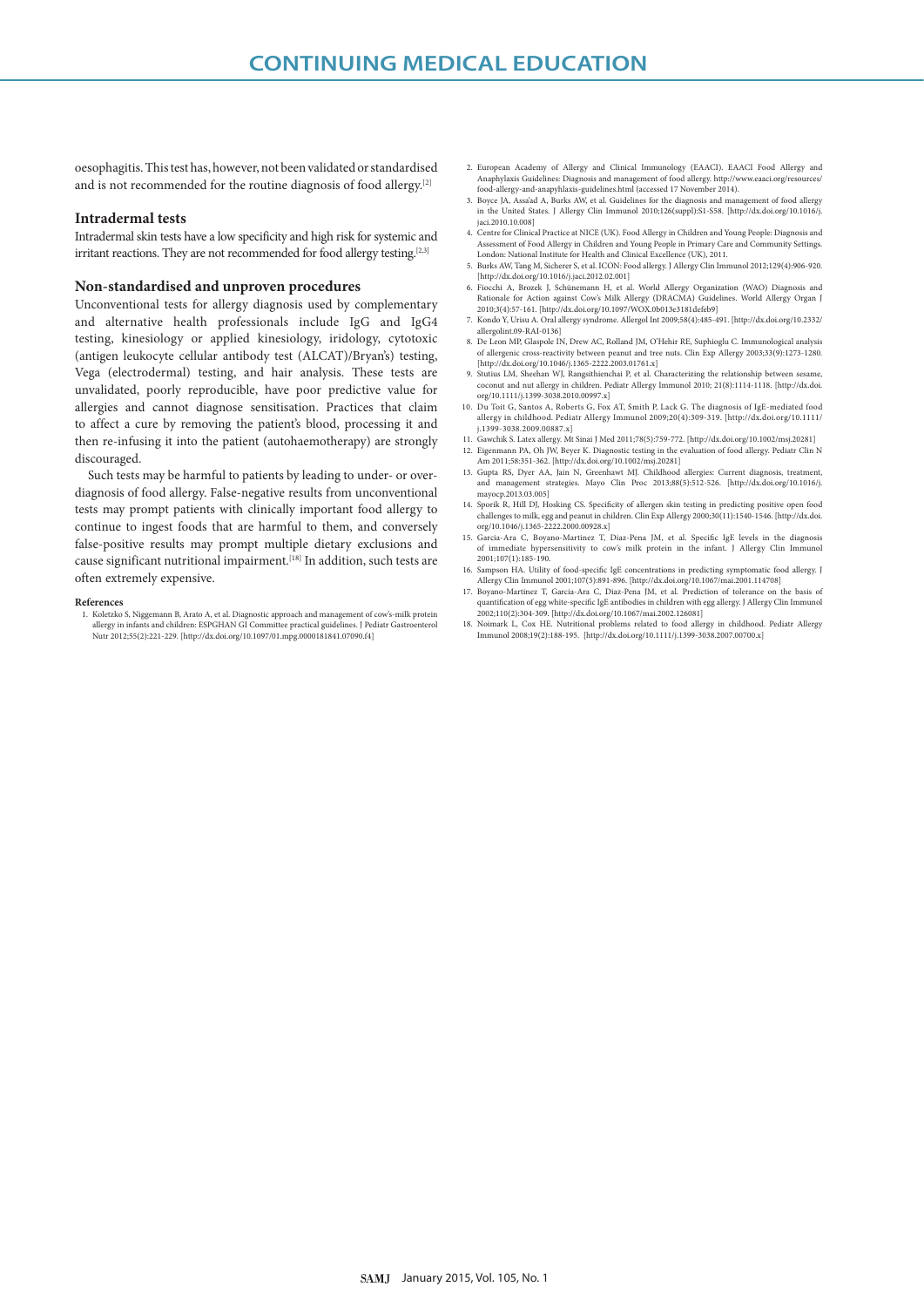oesophagitis. This test has, however, not been validated or standardised and is not recommended for the routine diagnosis of food allergy.[2]

### Intradermal tests

Intradermal skin tests have a low specificity and high risk for systemic and irritant reactions. They are not recommended for food allergy testing.[2,3]

### Non-standardised and unproven procedures

Unconventional tests for allergy diagnosis used by complementary and alternative health professionals include IgG and IgG4 testing, kinesiology or applied kinesiology, iridology, cytotoxic (antigen leukocyte cellular antibody test (ALCAT)/Bryan's) testing, Vega (electrodermal) testing, and hair analysis. These tests are unvalidated, poorly reproducible, have poor predictive value for allergies and cannot diagnose sensitisation. Practices that claim to affect a cure by removing the patient's blood, processing it and then re-infusing it into the patient (autohaemotherapy) are strongly discouraged.

Such tests may be harmful to patients by leading to under- or over-diagnosis of food allergy. False-negative results from unconventional tests may prompt patients with clinically important food allergy to continue to ingest foods that are harmful to them, and conversely false-positive results may prompt multiple dietary exclusions and cause significant nutritional impairment.[18] In addition, such tests are often extremely expensive.

#### References

1. Koletzko S, Niggemann B, Arato A, et al. Diagnostic approach and management of cow's-milk protein allergy in infants and children: ESPGHAN GI Committee practical guidelines. J Pediatr Gastroenterol Nutr 2012;55(2):221-229. [http://dx.doi.org/10.1097/01.mpg.0000181841.07090.f4]
2. European Academy of Allergy and Clinical Immunology (EAACI). EAACI Food Allergy and Anaphylaxis Guidelines: Diagnosis and management of food allergy. http://www.eaaci.org/resources/food-allergy-and-anapyhlaxis-guidelines.html (accessed 17 November 2014).
3. Boyce JA, Assa'ad A, Burks AW, et al. Guidelines for the diagnosis and management of food allergy in the United States. J Allergy Clin Immunol 2010;126(suppl):S1-S58. [http://dx.doi.org/10.1016/j.jaci.2010.10.008]
4. Centre for Clinical Practice at NICE (UK). Food Allergy in Children and Young People: Diagnosis and Assessment of Food Allergy in Children and Young People in Primary Care and Community Settings. London: National Institute for Health and Clinical Excellence (UK), 2011.
5. Burks AW, Tang M, Sicherer S, et al. ICON: Food allergy. J Allergy Clin Immunol 2012;129(4):906-920. [http://dx.doi.org/10.1016/j.jaci.2012.02.001]
6. Fiocchi A, Brozek J, Schünemann H, et al. World Allergy Organization (WAO) Diagnosis and Rationale for Action against Cow's Milk Allergy (DRACMA) Guidelines. World Allergy Organ J 2010;3(4):57-161. [http://dx.doi.org/10.1097/WOX.0b013e3181defeb9]
7. Kondo Y, Urisu A. Oral allergy syndrome. Allergol Int 2009;58(4):485-491. [http://dx.doi.org/10.2332/allergolint.09-RAI-0136]
8. De Leon MP, Glaspole IN, Drew AC, Rolland JM, O'Hehir RE, Suphioglu C. Immunological analysis of allergenic cross-reactivity between peanut and tree nuts. Clin Exp Allergy 2003;33(9):1273-1280. [http://dx.doi.org/10.1046/j.1365-2222.2003.01761.x]
9. Stutius LM, Sheehan WJ, Rangsithienchai P, et al. Characterizing the relationship between sesame, coconut and nut allergy in children. Pediatr Allergy Immunol 2010; 21(8):1114-1118. [http://dx.doi.org/10.1111/j.1399-3038.2010.00997.x]
10. Du Toit G, Santos A, Roberts G, Fox AT, Smith P, Lack G. The diagnosis of IgE-mediated food allergy in childhood. Pediatr Allergy Immunol 2009;20(4):309-319. [http://dx.doi.org/10.1111/j.1399-3038.2009.00887.x]
11. Gawchik S. Latex allergy. Mt Sinai J Med 2011;78(5):759-772. [http://dx.doi.org/10.1002/msj.20281]
12. Eigenmann PA, Oh JW, Beyer K. Diagnostic testing in the evaluation of food allergy. Pediatr Clin N Am 2011;58:351-362. [http://dx.doi.org/10.1002/msj.20281]
13. Gupta RS, Dyer AA, Jain N, Greenhawt MJ. Childhood allergies: Current diagnosis, treatment, and management strategies. Mayo Clin Proc 2013;88(5):512-526. [http://dx.doi.org/10.1016/j.mayocp.2013.03.005]
14. Sporik R, Hill DJ, Hosking CS. Specificity of allergen skin testing in predicting positive open food challenges to milk, egg and peanut in children. Clin Exp Allergy 2000;30(11):1540-1546. [http://dx.doi.org/10.1046/j.1365-2222.2000.00928.x]
15. Garcia-Ara C, Boyano-Martinez T, Diaz-Pena JM, et al. Specific IgE levels in the diagnosis of immediate hypersensitivity to cow's milk protein in the infant. J Allergy Clin Immunol 2001;107(1):185-190.
16. Sampson HA. Utility of food-specific IgE concentrations in predicting symptomatic food allergy. J Allergy Clin Immunol 2001;107(5):891-896. [http://dx.doi.org/10.1067/mai.2001.114708]
17. Boyano-Martinez T, Garcia-Ara C, Diaz-Pena JM, et al. Prediction of tolerance on the basis of quantification of egg white-specific IgE antibodies in children with egg allergy. J Allergy Clin Immunol 2002;110(2):304-309. [http://dx.doi.org/10.1067/mai.2002.126081]
18. Noimark L, Cox HE. Nutritional problems related to food allergy in childhood. Pediatr Allergy Immunol 2008;19(2):188-195. [http://dx.doi.org/10.1111/j.1399-3038.2007.00700.x]